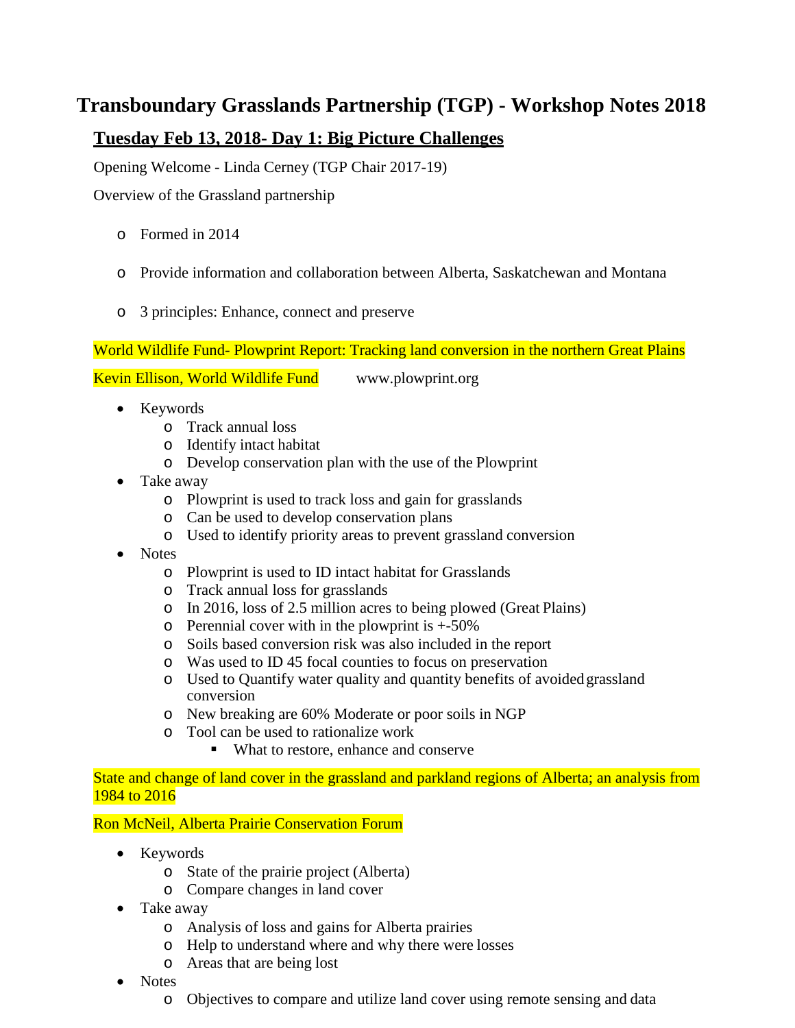# Transboundary Grasslands Partnership (TGP) - Workshop Notes 2018

## Tuesday Feb 13, 2018- Day 1: Big Picture Challenges

Opening Welcome - Linda Cerney (TGP Chair 2017-19)

Overview of the Grassland partnership

- Formed in 2014
- Provide information and collaboration between Alberta, Saskatchewan and Montana
- 3 principles: Enhance, connect and preserve

World Wildlife Fund- Plowprint Report: Tracking land conversion in the northern Great Plains

Kevin Ellison, World Wildlife Fund www.plowprint.org

- Keywords
  - Track annual loss
  - Identify intact habitat
  - Develop conservation plan with the use of the Plowprint
- Take away
  - Plowprint is used to track loss and gain for grasslands
  - Can be used to develop conservation plans
  - Used to identify priority areas to prevent grassland conversion
- Notes
  - Plowprint is used to ID intact habitat for Grasslands
  - Track annual loss for grasslands
  - In 2016, loss of 2.5 million acres to being plowed (Great Plains)
  - Perennial cover with in the plowprint is +-50%
  - Soils based conversion risk was also included in the report
  - Was used to ID 45 focal counties to focus on preservation
  - Used to Quantify water quality and quantity benefits of avoided grassland conversion
  - New breaking are 60% Moderate or poor soils in NGP
  - Tool can be used to rationalize work
    - What to restore, enhance and conserve

State and change of land cover in the grassland and parkland regions of Alberta; an analysis from 1984 to 2016

Ron McNeil, Alberta Prairie Conservation Forum

- Keywords
  - State of the prairie project (Alberta)
  - Compare changes in land cover
- Take away
  - Analysis of loss and gains for Alberta prairies
  - Help to understand where and why there were losses
  - Areas that are being lost
- Notes
  - Objectives to compare and utilize land cover using remote sensing and data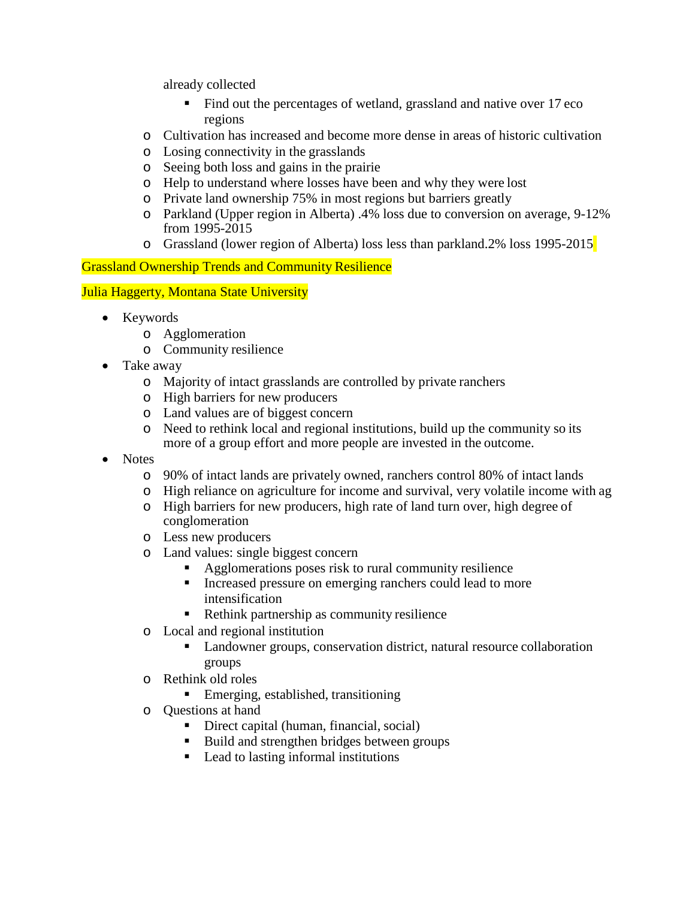already collected

- Find out the percentages of wetland, grassland and native over 17 eco regions

- Cultivation has increased and become more dense in areas of historic cultivation
- Losing connectivity in the grasslands
- Seeing both loss and gains in the prairie
- Help to understand where losses have been and why they were lost
- Private land ownership 75% in most regions but barriers greatly
- Parkland (Upper region in Alberta) .4% loss due to conversion on average, 9-12% from 1995-2015
- Grassland (lower region of Alberta) loss less than parkland.2% loss 1995-2015

Grassland Ownership Trends and Community Resilience

Julia Haggerty, Montana State University

- Keywords
  - Agglomeration
  - Community resilience
- Take away
  - Majority of intact grasslands are controlled by private ranchers
  - High barriers for new producers
  - Land values are of biggest concern
  - Need to rethink local and regional institutions, build up the community so its more of a group effort and more people are invested in the outcome.
- Notes
  - 90% of intact lands are privately owned, ranchers control 80% of intact lands
  - High reliance on agriculture for income and survival, very volatile income with ag
  - High barriers for new producers, high rate of land turn over, high degree of conglomeration
  - Less new producers
  - Land values: single biggest concern
    - Agglomerations poses risk to rural community resilience
    - Increased pressure on emerging ranchers could lead to more intensification
    - Rethink partnership as community resilience
  - Local and regional institution
    - Landowner groups, conservation district, natural resource collaboration groups
  - Rethink old roles
    - Emerging, established, transitioning
  - Questions at hand
    - Direct capital (human, financial, social)
    - Build and strengthen bridges between groups
    - Lead to lasting informal institutions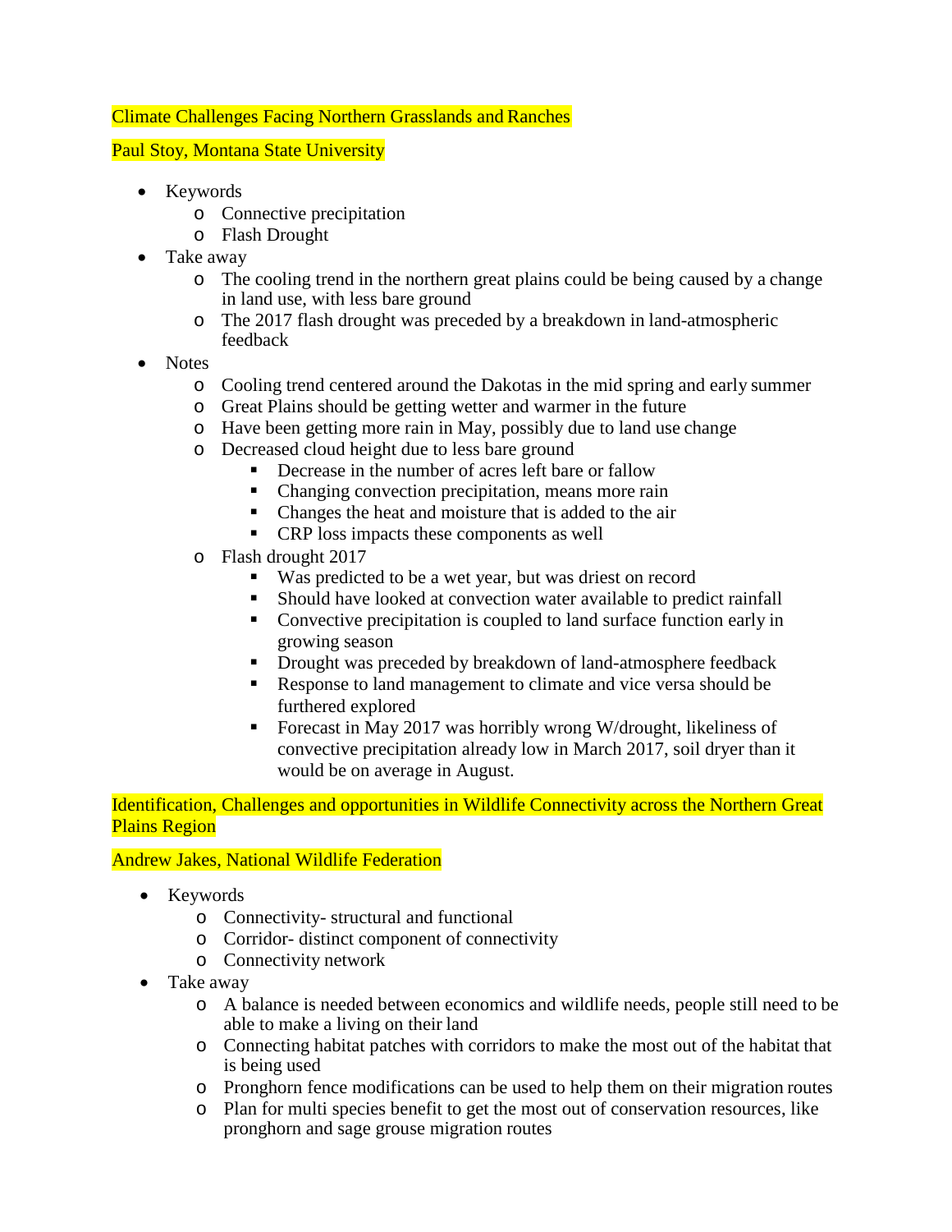## Climate Challenges Facing Northern Grasslands and Ranches

### Paul Stoy, Montana State University

- Keywords
  - Connective precipitation
  - Flash Drought
- Take away
  - The cooling trend in the northern great plains could be being caused by a change in land use, with less bare ground
  - The 2017 flash drought was preceded by a breakdown in land-atmospheric feedback
- Notes
  - Cooling trend centered around the Dakotas in the mid spring and early summer
  - Great Plains should be getting wetter and warmer in the future
  - Have been getting more rain in May, possibly due to land use change
  - Decreased cloud height due to less bare ground
    - Decrease in the number of acres left bare or fallow
    - Changing convection precipitation, means more rain
    - Changes the heat and moisture that is added to the air
    - CRP loss impacts these components as well
  - Flash drought 2017
    - Was predicted to be a wet year, but was driest on record
    - Should have looked at convection water available to predict rainfall
    - Convective precipitation is coupled to land surface function early in growing season
    - Drought was preceded by breakdown of land-atmosphere feedback
    - Response to land management to climate and vice versa should be furthered explored
    - Forecast in May 2017 was horribly wrong W/drought, likeliness of convective precipitation already low in March 2017, soil dryer than it would be on average in August.

## Identification, Challenges and opportunities in Wildlife Connectivity across the Northern Great Plains Region

### Andrew Jakes, National Wildlife Federation

- Keywords
  - Connectivity- structural and functional
  - Corridor- distinct component of connectivity
  - Connectivity network
- Take away
  - A balance is needed between economics and wildlife needs, people still need to be able to make a living on their land
  - Connecting habitat patches with corridors to make the most out of the habitat that is being used
  - Pronghorn fence modifications can be used to help them on their migration routes
  - Plan for multi species benefit to get the most out of conservation resources, like pronghorn and sage grouse migration routes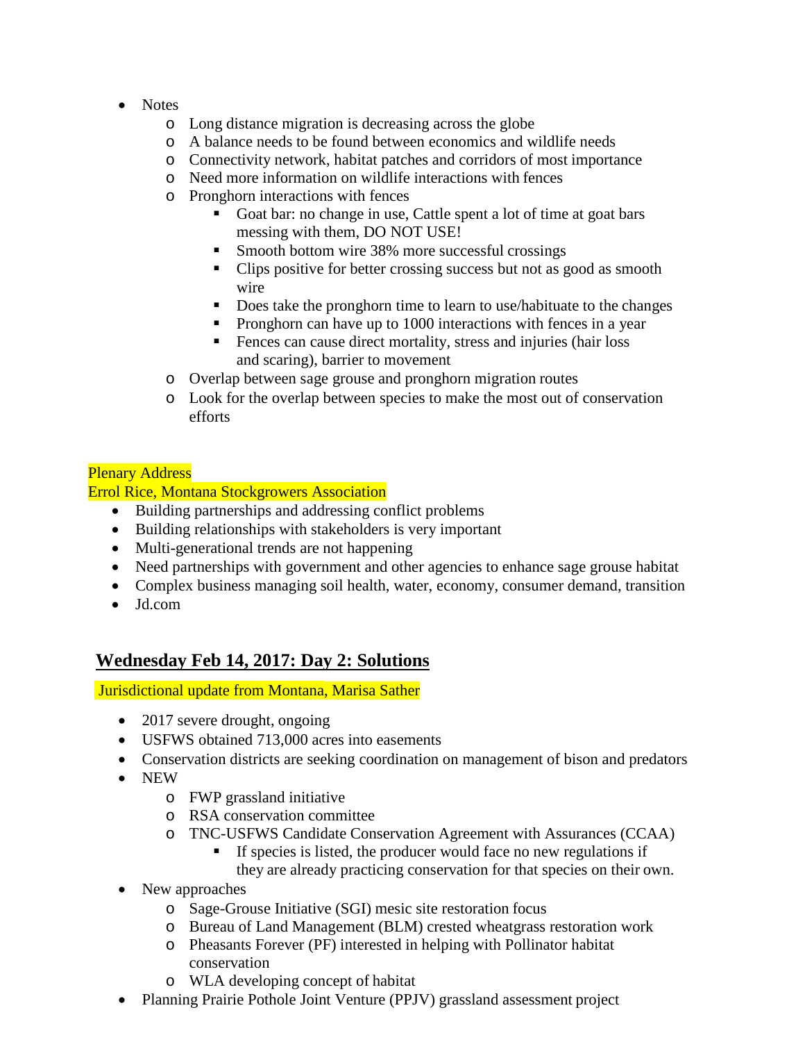- Notes
  - Long distance migration is decreasing across the globe
  - A balance needs to be found between economics and wildlife needs
  - Connectivity network, habitat patches and corridors of most importance
  - Need more information on wildlife interactions with fences
  - Pronghorn interactions with fences
    - Goat bar: no change in use, Cattle spent a lot of time at goat bars messing with them, DO NOT USE!
    - Smooth bottom wire 38% more successful crossings
    - Clips positive for better crossing success but not as good as smooth wire
    - Does take the pronghorn time to learn to use/habituate to the changes
    - Pronghorn can have up to 1000 interactions with fences in a year
    - Fences can cause direct mortality, stress and injuries (hair loss and scaring), barrier to movement
  - Overlap between sage grouse and pronghorn migration routes
  - Look for the overlap between species to make the most out of conservation efforts

Plenary Address
Errol Rice, Montana Stockgrowers Association

- Building partnerships and addressing conflict problems
- Building relationships with stakeholders is very important
- Multi-generational trends are not happening
- Need partnerships with government and other agencies to enhance sage grouse habitat
- Complex business managing soil health, water, economy, consumer demand, transition
- Jd.com

## Wednesday Feb 14, 2017: Day 2: Solutions

Jurisdictional update from Montana, Marisa Sather

- 2017 severe drought, ongoing
- USFWS obtained 713,000 acres into easements
- Conservation districts are seeking coordination on management of bison and predators
- NEW
  - FWP grassland initiative
  - RSA conservation committee
  - TNC-USFWS Candidate Conservation Agreement with Assurances (CCAA)
    - If species is listed, the producer would face no new regulations if they are already practicing conservation for that species on their own.
- New approaches
  - Sage-Grouse Initiative (SGI) mesic site restoration focus
  - Bureau of Land Management (BLM) crested wheatgrass restoration work
  - Pheasants Forever (PF) interested in helping with Pollinator habitat conservation
  - WLA developing concept of habitat
- Planning Prairie Pothole Joint Venture (PPJV) grassland assessment project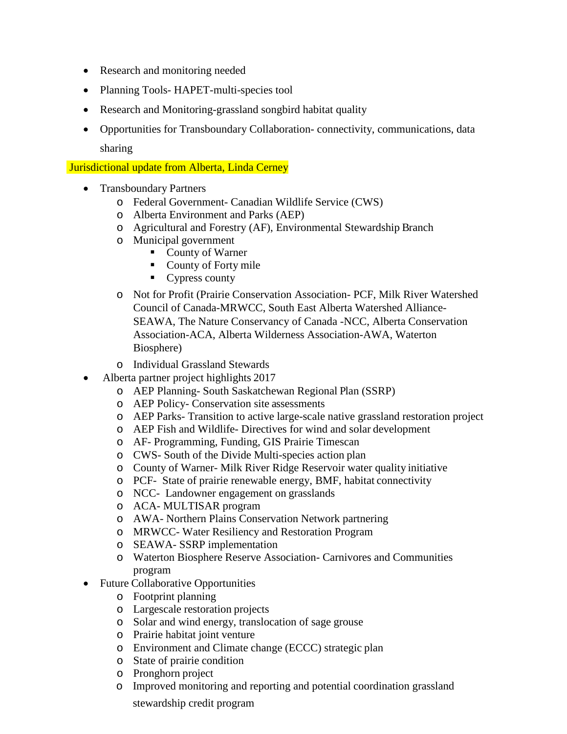- Research and monitoring needed
- Planning Tools- HAPET-multi-species tool
- Research and Monitoring-grassland songbird habitat quality
- Opportunities for Transboundary Collaboration- connectivity, communications, data sharing

Jurisdictional update from Alberta, Linda Cerney

- Transboundary Partners
  - Federal Government- Canadian Wildlife Service (CWS)
  - Alberta Environment and Parks (AEP)
  - Agricultural and Forestry (AF), Environmental Stewardship Branch
  - Municipal government
    - County of Warner
    - County of Forty mile
    - Cypress county
  - Not for Profit (Prairie Conservation Association- PCF, Milk River Watershed Council of Canada-MRWCC, South East Alberta Watershed Alliance-SEAWA, The Nature Conservancy of Canada -NCC, Alberta Conservation Association-ACA, Alberta Wilderness Association-AWA, Waterton Biosphere)
  - Individual Grassland Stewards
- Alberta partner project highlights 2017
  - AEP Planning- South Saskatchewan Regional Plan (SSRP)
  - AEP Policy- Conservation site assessments
  - AEP Parks- Transition to active large-scale native grassland restoration project
  - AEP Fish and Wildlife- Directives for wind and solar development
  - AF- Programming, Funding, GIS Prairie Timescan
  - CWS- South of the Divide Multi-species action plan
  - County of Warner- Milk River Ridge Reservoir water quality initiative
  - PCF- State of prairie renewable energy, BMF, habitat connectivity
  - NCC- Landowner engagement on grasslands
  - ACA- MULTISAR program
  - AWA- Northern Plains Conservation Network partnering
  - MRWCC- Water Resiliency and Restoration Program
  - SEAWA- SSRP implementation
  - Waterton Biosphere Reserve Association- Carnivores and Communities program
- Future Collaborative Opportunities
  - Footprint planning
  - Largescale restoration projects
  - Solar and wind energy, translocation of sage grouse
  - Prairie habitat joint venture
  - Environment and Climate change (ECCC) strategic plan
  - State of prairie condition
  - Pronghorn project
  - Improved monitoring and reporting and potential coordination grassland stewardship credit program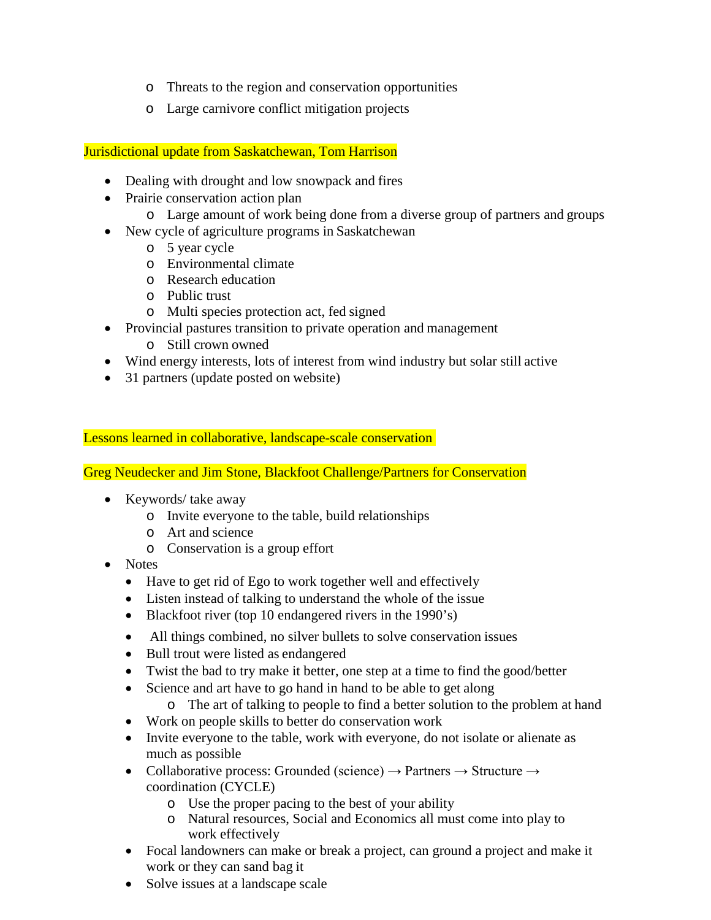- Threats to the region and conservation opportunities
  - Large carnivore conflict mitigation projects

**Jurisdictional update from Saskatchewan, Tom Harrison**

- Dealing with drought and low snowpack and fires
- Prairie conservation action plan
  - Large amount of work being done from a diverse group of partners and groups
- New cycle of agriculture programs in Saskatchewan
  - 5 year cycle
  - Environmental climate
  - Research education
  - Public trust
  - Multi species protection act, fed signed
- Provincial pastures transition to private operation and management
  - Still crown owned
- Wind energy interests, lots of interest from wind industry but solar still active
- 31 partners (update posted on website)

**Lessons learned in collaborative, landscape-scale conservation**

**Greg Neudecker and Jim Stone, Blackfoot Challenge/Partners for Conservation**

- Keywords/ take away
  - Invite everyone to the table, build relationships
  - Art and science
  - Conservation is a group effort
- Notes
  - Have to get rid of Ego to work together well and effectively
  - Listen instead of talking to understand the whole of the issue
  - Blackfoot river (top 10 endangered rivers in the 1990's)
  - All things combined, no silver bullets to solve conservation issues
  - Bull trout were listed as endangered
  - Twist the bad to try make it better, one step at a time to find the good/better
  - Science and art have to go hand in hand to be able to get along
    - The art of talking to people to find a better solution to the problem at hand
  - Work on people skills to better do conservation work
  - Invite everyone to the table, work with everyone, do not isolate or alienate as much as possible
  - Collaborative process: Grounded (science) → Partners → Structure → coordination (CYCLE)
    - Use the proper pacing to the best of your ability
    - Natural resources, Social and Economics all must come into play to work effectively
  - Focal landowners can make or break a project, can ground a project and make it work or they can sand bag it
  - Solve issues at a landscape scale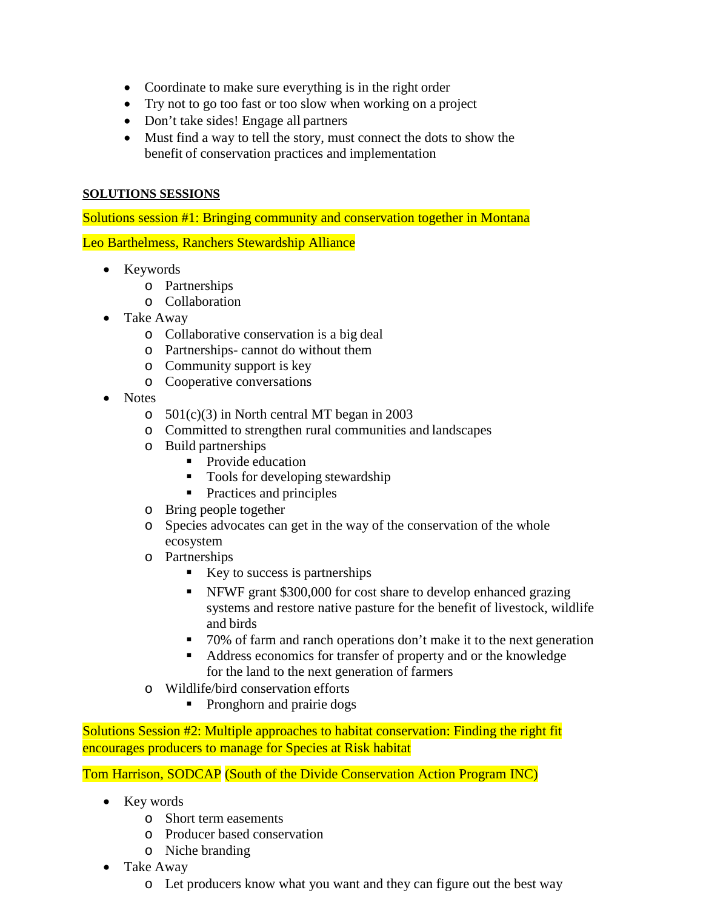- Coordinate to make sure everything is in the right order
- Try not to go too fast or too slow when working on a project
- Don't take sides! Engage all partners
- Must find a way to tell the story, must connect the dots to show the benefit of conservation practices and implementation

**SOLUTIONS SESSIONS**

Solutions session #1: Bringing community and conservation together in Montana

Leo Barthelmess, Ranchers Stewardship Alliance

- Keywords
  - Partnerships
  - Collaboration
- Take Away
  - Collaborative conservation is a big deal
  - Partnerships- cannot do without them
  - Community support is key
  - Cooperative conversations
- Notes
  - 501(c)(3) in North central MT began in 2003
  - Committed to strengthen rural communities and landscapes
  - Build partnerships
    - Provide education
    - Tools for developing stewardship
    - Practices and principles
  - Bring people together
  - Species advocates can get in the way of the conservation of the whole ecosystem
  - Partnerships
    - Key to success is partnerships
    - NFWF grant $300,000 for cost share to develop enhanced grazing systems and restore native pasture for the benefit of livestock, wildlife and birds
    - 70% of farm and ranch operations don't make it to the next generation
    - Address economics for transfer of property and or the knowledge for the land to the next generation of farmers
  - Wildlife/bird conservation efforts
    - Pronghorn and prairie dogs

Solutions Session #2: Multiple approaches to habitat conservation: Finding the right fit encourages producers to manage for Species at Risk habitat

Tom Harrison, SODCAP (South of the Divide Conservation Action Program INC)

- Key words
  - Short term easements
  - Producer based conservation
  - Niche branding
- Take Away
  - Let producers know what you want and they can figure out the best way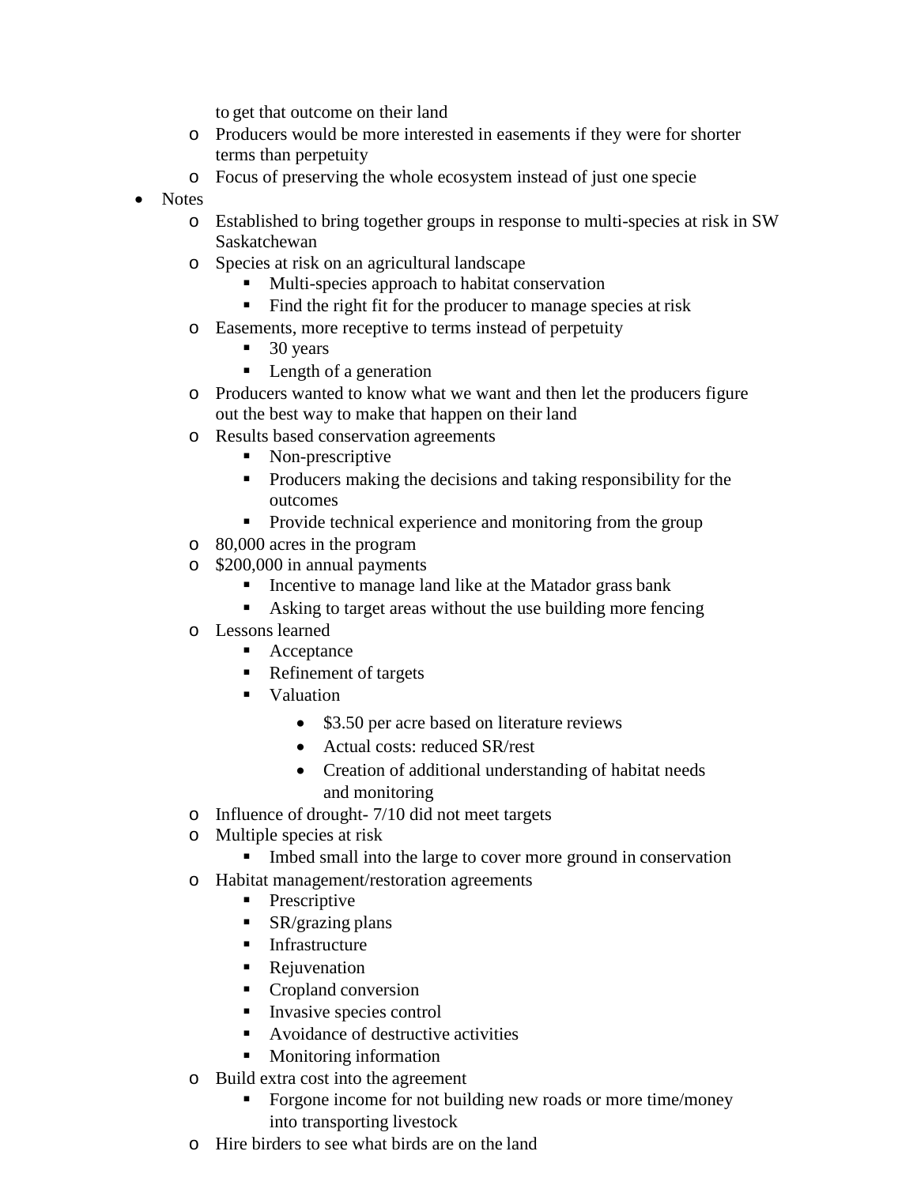to get that outcome on their land
  - Producers would be more interested in easements if they were for shorter terms than perpetuity
  - Focus of preserving the whole ecosystem instead of just one specie
- Notes
  - Established to bring together groups in response to multi-species at risk in SW Saskatchewan
  - Species at risk on an agricultural landscape
    - Multi-species approach to habitat conservation
    - Find the right fit for the producer to manage species at risk
  - Easements, more receptive to terms instead of perpetuity
    - 30 years
    - Length of a generation
  - Producers wanted to know what we want and then let the producers figure out the best way to make that happen on their land
  - Results based conservation agreements
    - Non-prescriptive
    - Producers making the decisions and taking responsibility for the outcomes
    - Provide technical experience and monitoring from the group
  - 80,000 acres in the program
  - $200,000 in annual payments
    - Incentive to manage land like at the Matador grass bank
    - Asking to target areas without the use building more fencing
  - Lessons learned
    - Acceptance
    - Refinement of targets
    - Valuation
      - $3.50 per acre based on literature reviews
      - Actual costs: reduced SR/rest
      - Creation of additional understanding of habitat needs and monitoring
  - Influence of drought- 7/10 did not meet targets
  - Multiple species at risk
    - Imbed small into the large to cover more ground in conservation
  - Habitat management/restoration agreements
    - Prescriptive
    - SR/grazing plans
    - Infrastructure
    - Rejuvenation
    - Cropland conversion
    - Invasive species control
    - Avoidance of destructive activities
    - Monitoring information
  - Build extra cost into the agreement
    - Forgone income for not building new roads or more time/money into transporting livestock
  - Hire birders to see what birds are on the land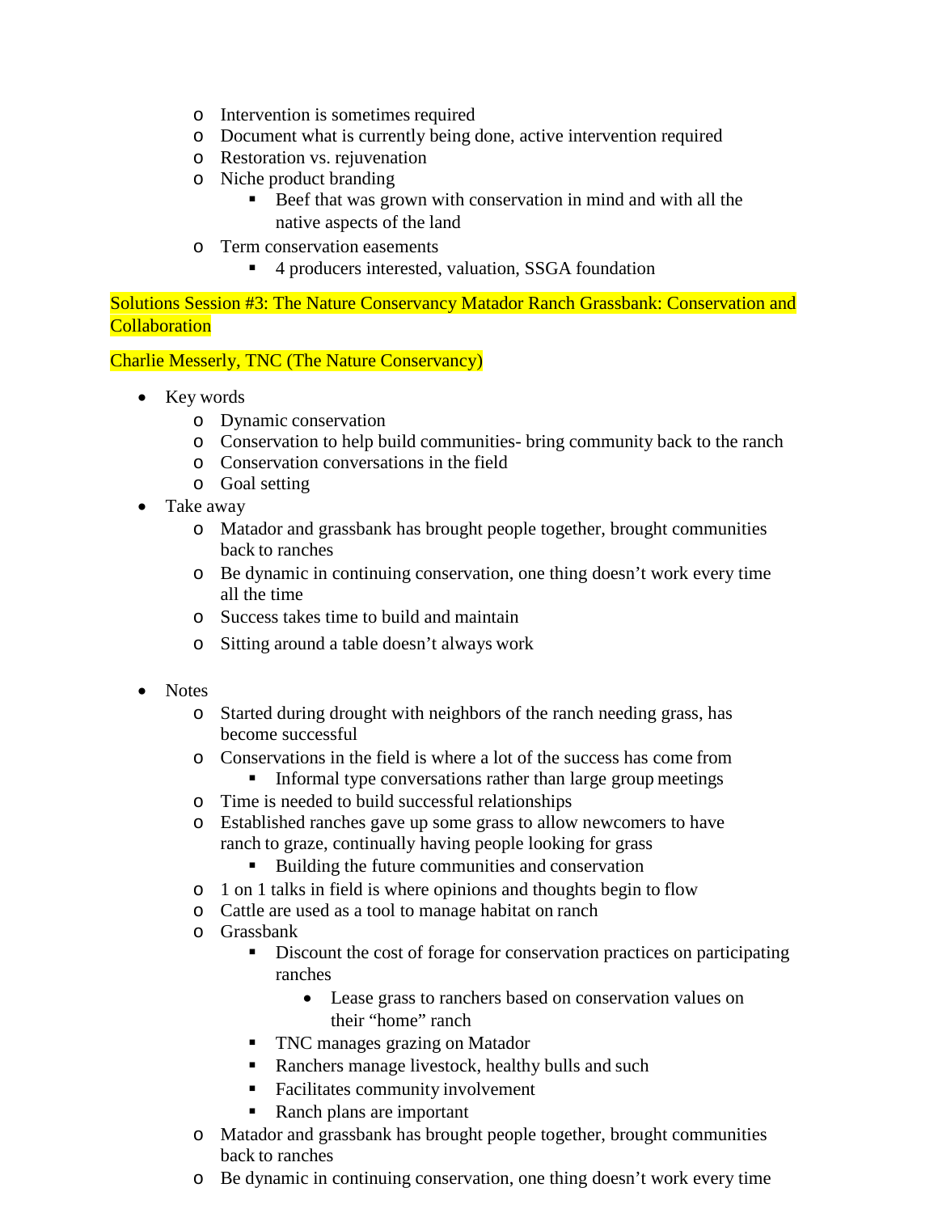- Intervention is sometimes required
- Document what is currently being done, active intervention required
- Restoration vs. rejuvenation
- Niche product branding
  - Beef that was grown with conservation in mind and with all the native aspects of the land
- Term conservation easements
  - 4 producers interested, valuation, SSGA foundation

**Solutions Session #3: The Nature Conservancy Matador Ranch Grassbank: Conservation and Collaboration**

**Charlie Messerly, TNC (The Nature Conservancy)**

- Key words
  - Dynamic conservation
  - Conservation to help build communities- bring community back to the ranch
  - Conservation conversations in the field
  - Goal setting
- Take away
  - Matador and grassbank has brought people together, brought communities back to ranches
  - Be dynamic in continuing conservation, one thing doesn't work every time all the time
  - Success takes time to build and maintain
  - Sitting around a table doesn't always work
- Notes
  - Started during drought with neighbors of the ranch needing grass, has become successful
  - Conservations in the field is where a lot of the success has come from
    - Informal type conversations rather than large group meetings
  - Time is needed to build successful relationships
  - Established ranches gave up some grass to allow newcomers to have ranch to graze, continually having people looking for grass
    - Building the future communities and conservation
  - 1 on 1 talks in field is where opinions and thoughts begin to flow
  - Cattle are used as a tool to manage habitat on ranch
  - Grassbank
    - Discount the cost of forage for conservation practices on participating ranches
      - Lease grass to ranchers based on conservation values on their "home" ranch
    - TNC manages grazing on Matador
    - Ranchers manage livestock, healthy bulls and such
    - Facilitates community involvement
    - Ranch plans are important
  - Matador and grassbank has brought people together, brought communities back to ranches
  - Be dynamic in continuing conservation, one thing doesn't work every time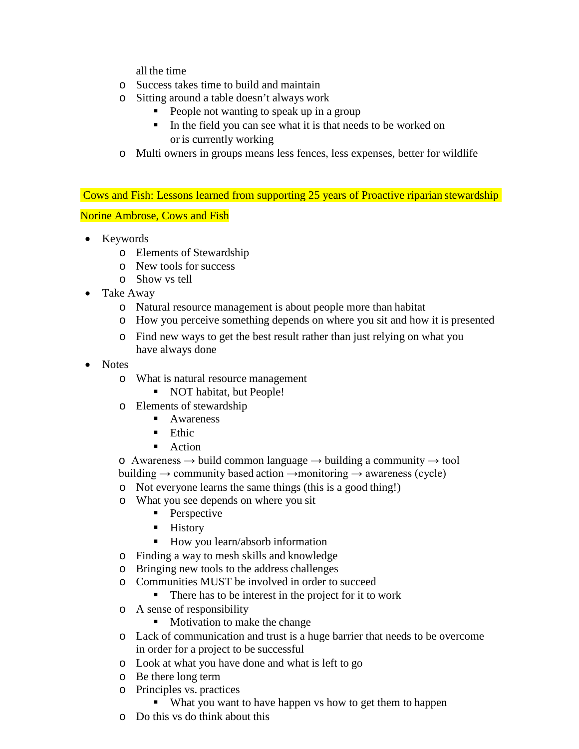all the time

- Success takes time to build and maintain
- Sitting around a table doesn't always work
  - People not wanting to speak up in a group
  - In the field you can see what it is that needs to be worked on or is currently working
- Multi owners in groups means less fences, less expenses, better for wildlife

## Cows and Fish: Lessons learned from supporting 25 years of Proactive riparian stewardship

**Norine Ambrose, Cows and Fish**

- Keywords
  - Elements of Stewardship
  - New tools for success
  - Show vs tell
- Take Away
  - Natural resource management is about people more than habitat
  - How you perceive something depends on where you sit and how it is presented
  - Find new ways to get the best result rather than just relying on what you have always done
- Notes
  - What is natural resource management
    - NOT habitat, but People!
  - Elements of stewardship
    - Awareness
    - Ethic
    - Action
  - Awareness → build common language → building a community → tool building → community based action →monitoring → awareness (cycle)
  - Not everyone learns the same things (this is a good thing!)
  - What you see depends on where you sit
    - Perspective
    - History
    - How you learn/absorb information
  - Finding a way to mesh skills and knowledge
  - Bringing new tools to the address challenges
  - Communities MUST be involved in order to succeed
    - There has to be interest in the project for it to work
  - A sense of responsibility
    - Motivation to make the change
  - Lack of communication and trust is a huge barrier that needs to be overcome in order for a project to be successful
  - Look at what you have done and what is left to go
  - Be there long term
  - Principles vs. practices
    - What you want to have happen vs how to get them to happen
  - Do this vs do think about this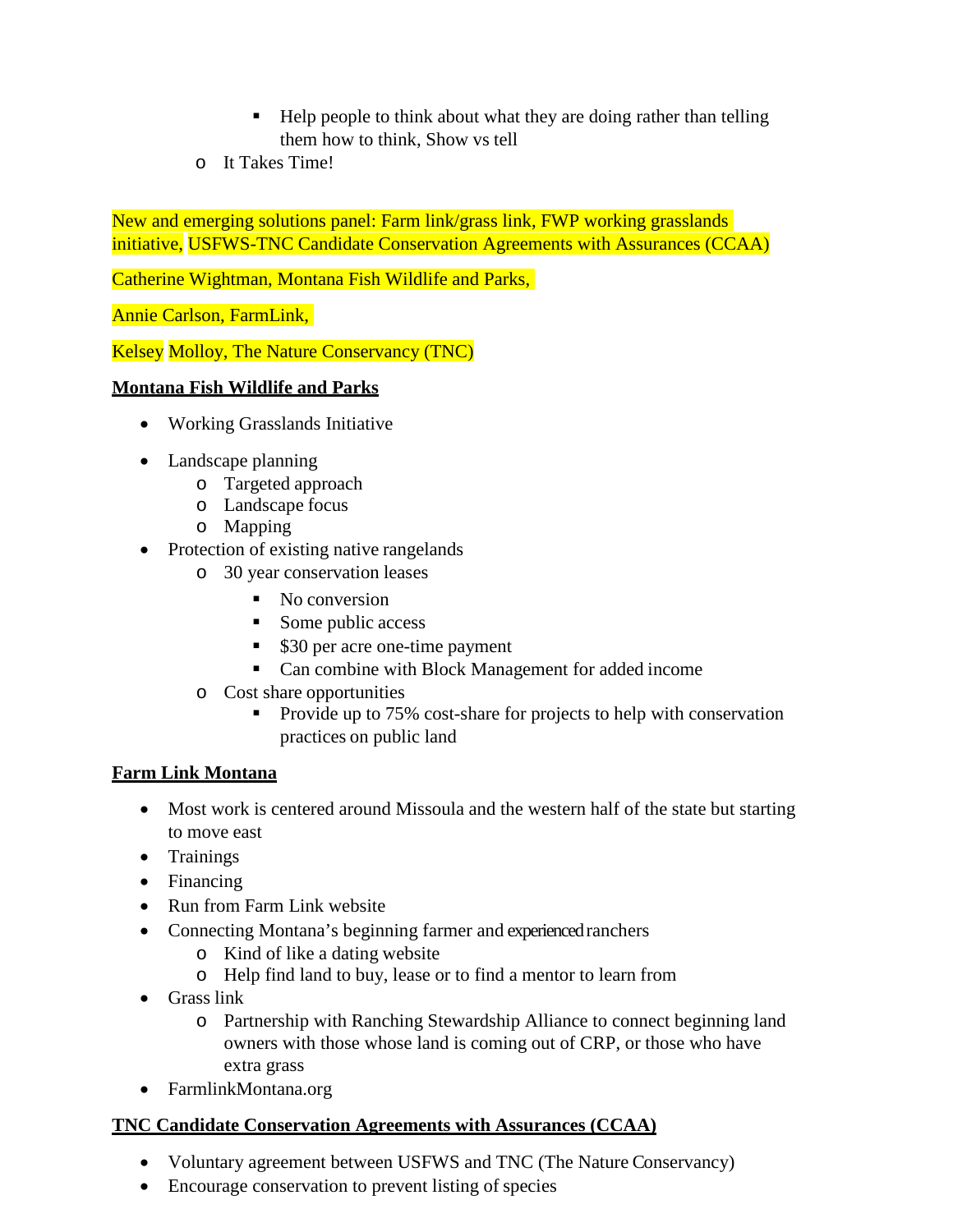- Help people to think about what they are doing rather than telling them how to think, Show vs tell
    - It Takes Time!

New and emerging solutions panel: Farm link/grass link, FWP working grasslands initiative, USFWS-TNC Candidate Conservation Agreements with Assurances (CCAA)

Catherine Wightman, Montana Fish Wildlife and Parks,

Annie Carlson, FarmLink,

Kelsey Molloy, The Nature Conservancy (TNC)

**<u>Montana Fish Wildlife and Parks</u>**

- Working Grasslands Initiative
- Landscape planning
    - Targeted approach
    - Landscape focus
    - Mapping
- Protection of existing native rangelands
    - 30 year conservation leases
        - No conversion
        - Some public access
        - $30 per acre one-time payment
        - Can combine with Block Management for added income
    - Cost share opportunities
        - Provide up to 75% cost-share for projects to help with conservation practices on public land

**<u>Farm Link Montana</u>**

- Most work is centered around Missoula and the western half of the state but starting to move east
- Trainings
- Financing
- Run from Farm Link website
- Connecting Montana's beginning farmer and experienced ranchers
    - Kind of like a dating website
    - Help find land to buy, lease or to find a mentor to learn from
- Grass link
    - Partnership with Ranching Stewardship Alliance to connect beginning land owners with those whose land is coming out of CRP, or those who have extra grass
- FarmlinkMontana.org

**<u>TNC Candidate Conservation Agreements with Assurances (CCAA)</u>**

- Voluntary agreement between USFWS and TNC (The Nature Conservancy)
- Encourage conservation to prevent listing of species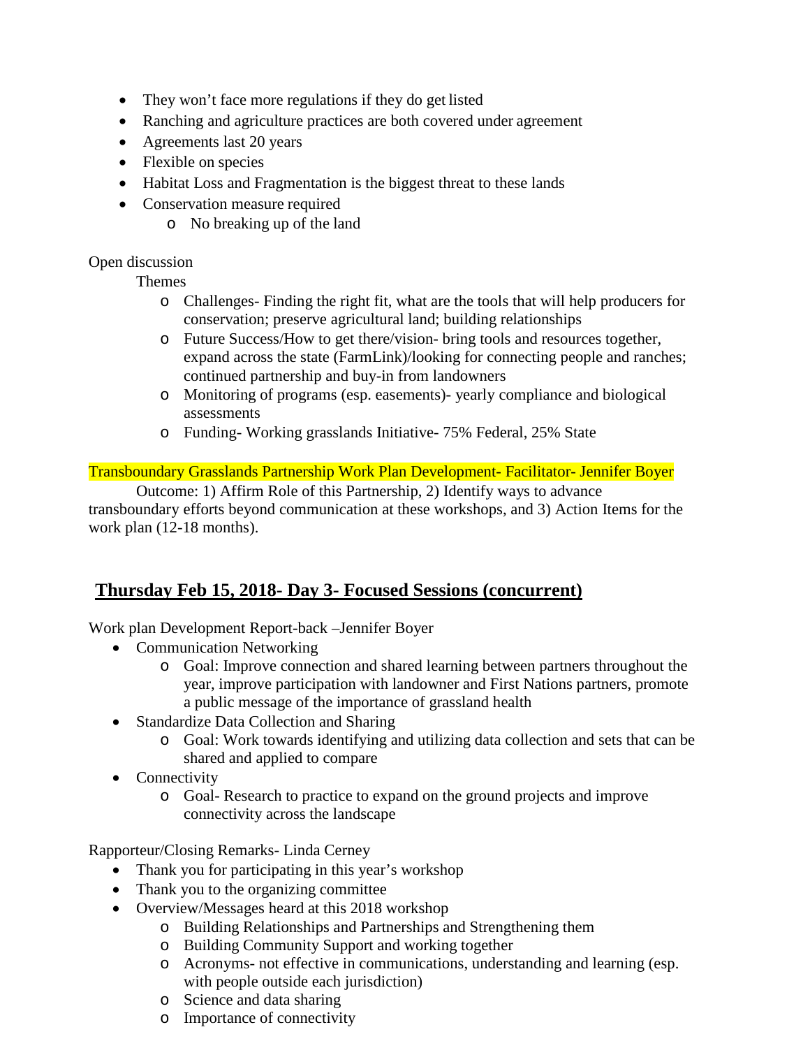- They won't face more regulations if they do get listed
- Ranching and agriculture practices are both covered under agreement
- Agreements last 20 years
- Flexible on species
- Habitat Loss and Fragmentation is the biggest threat to these lands
- Conservation measure required
  - No breaking up of the land

Open discussion

Themes

- Challenges- Finding the right fit, what are the tools that will help producers for conservation; preserve agricultural land; building relationships
- Future Success/How to get there/vision- bring tools and resources together, expand across the state (FarmLink)/looking for connecting people and ranches; continued partnership and buy-in from landowners
- Monitoring of programs (esp. easements)- yearly compliance and biological assessments
- Funding- Working grasslands Initiative- 75% Federal, 25% State

Transboundary Grasslands Partnership Work Plan Development- Facilitator- Jennifer Boyer

Outcome: 1) Affirm Role of this Partnership, 2) Identify ways to advance transboundary efforts beyond communication at these workshops, and 3) Action Items for the work plan (12-18 months).

## Thursday Feb 15, 2018- Day 3- Focused Sessions (concurrent)

Work plan Development Report-back –Jennifer Boyer

- Communication Networking
  - Goal: Improve connection and shared learning between partners throughout the year, improve participation with landowner and First Nations partners, promote a public message of the importance of grassland health
- Standardize Data Collection and Sharing
  - Goal: Work towards identifying and utilizing data collection and sets that can be shared and applied to compare
- Connectivity
  - Goal- Research to practice to expand on the ground projects and improve connectivity across the landscape

Rapporteur/Closing Remarks- Linda Cerney

- Thank you for participating in this year's workshop
- Thank you to the organizing committee
- Overview/Messages heard at this 2018 workshop
  - Building Relationships and Partnerships and Strengthening them
  - Building Community Support and working together
  - Acronyms- not effective in communications, understanding and learning (esp. with people outside each jurisdiction)
  - Science and data sharing
  - Importance of connectivity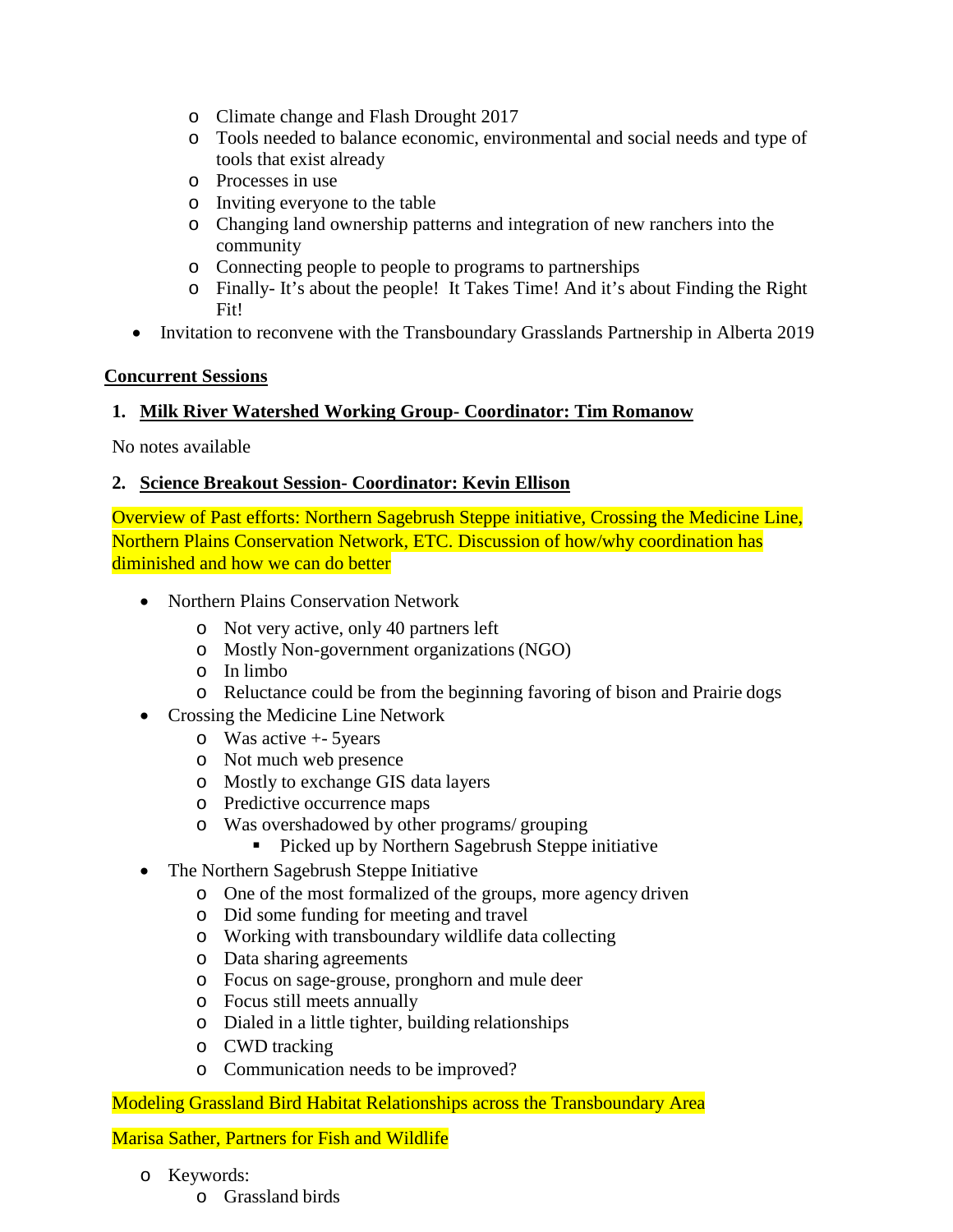- Climate change and Flash Drought 2017
- Tools needed to balance economic, environmental and social needs and type of tools that exist already
- Processes in use
- Inviting everyone to the table
- Changing land ownership patterns and integration of new ranchers into the community
- Connecting people to people to programs to partnerships
- Finally- It's about the people! It Takes Time! And it's about Finding the Right Fit!

- Invitation to reconvene with the Transboundary Grasslands Partnership in Alberta 2019

**Concurrent Sessions**

**1. Milk River Watershed Working Group- Coordinator: Tim Romanow**

No notes available

**2. Science Breakout Session- Coordinator: Kevin Ellison**

Overview of Past efforts: Northern Sagebrush Steppe initiative, Crossing the Medicine Line, Northern Plains Conservation Network, ETC. Discussion of how/why coordination has diminished and how we can do better

- Northern Plains Conservation Network
  - Not very active, only 40 partners left
  - Mostly Non-government organizations (NGO)
  - In limbo
  - Reluctance could be from the beginning favoring of bison and Prairie dogs
- Crossing the Medicine Line Network
  - Was active +- 5years
  - Not much web presence
  - Mostly to exchange GIS data layers
  - Predictive occurrence maps
  - Was overshadowed by other programs/ grouping
    - Picked up by Northern Sagebrush Steppe initiative
- The Northern Sagebrush Steppe Initiative
  - One of the most formalized of the groups, more agency driven
  - Did some funding for meeting and travel
  - Working with transboundary wildlife data collecting
  - Data sharing agreements
  - Focus on sage-grouse, pronghorn and mule deer
  - Focus still meets annually
  - Dialed in a little tighter, building relationships
  - CWD tracking
  - Communication needs to be improved?

Modeling Grassland Bird Habitat Relationships across the Transboundary Area

Marisa Sather, Partners for Fish and Wildlife

- Keywords:
  - Grassland birds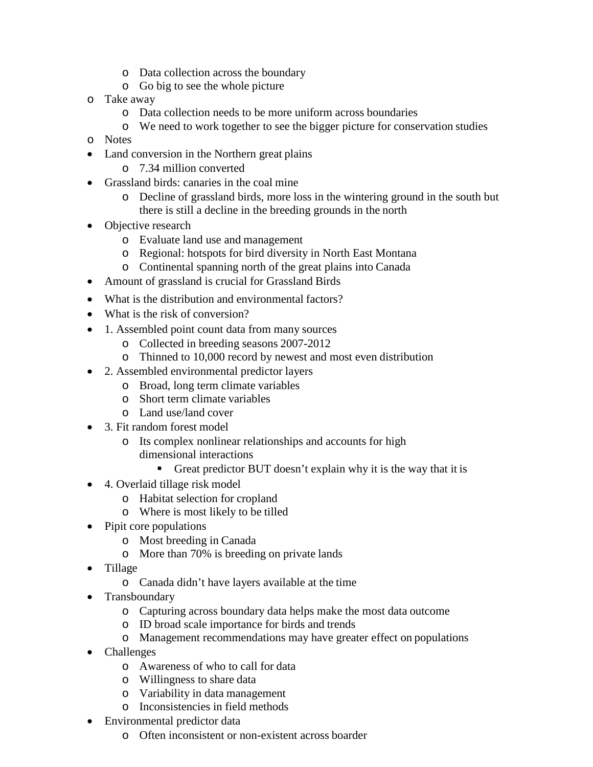- Data collection across the boundary
    - Go big to see the whole picture
- Take away
    - Data collection needs to be more uniform across boundaries
    - We need to work together to see the bigger picture for conservation studies
- Notes
- Land conversion in the Northern great plains
    - 7.34 million converted
- Grassland birds: canaries in the coal mine
    - Decline of grassland birds, more loss in the wintering ground in the south but there is still a decline in the breeding grounds in the north
- Objective research
    - Evaluate land use and management
    - Regional: hotspots for bird diversity in North East Montana
    - Continental spanning north of the great plains into Canada
- Amount of grassland is crucial for Grassland Birds
- What is the distribution and environmental factors?
- What is the risk of conversion?
- 1. Assembled point count data from many sources
    - Collected in breeding seasons 2007-2012
    - Thinned to 10,000 record by newest and most even distribution
- 2. Assembled environmental predictor layers
    - Broad, long term climate variables
    - Short term climate variables
    - Land use/land cover
- 3. Fit random forest model
    - Its complex nonlinear relationships and accounts for high dimensional interactions
        - Great predictor BUT doesn't explain why it is the way that it is
- 4. Overlaid tillage risk model
    - Habitat selection for cropland
    - Where is most likely to be tilled
- Pipit core populations
    - Most breeding in Canada
    - More than 70% is breeding on private lands
- Tillage
    - Canada didn't have layers available at the time
- Transboundary
    - Capturing across boundary data helps make the most data outcome
    - ID broad scale importance for birds and trends
    - Management recommendations may have greater effect on populations
- Challenges
    - Awareness of who to call for data
    - Willingness to share data
    - Variability in data management
    - Inconsistencies in field methods
- Environmental predictor data
    - Often inconsistent or non-existent across boarder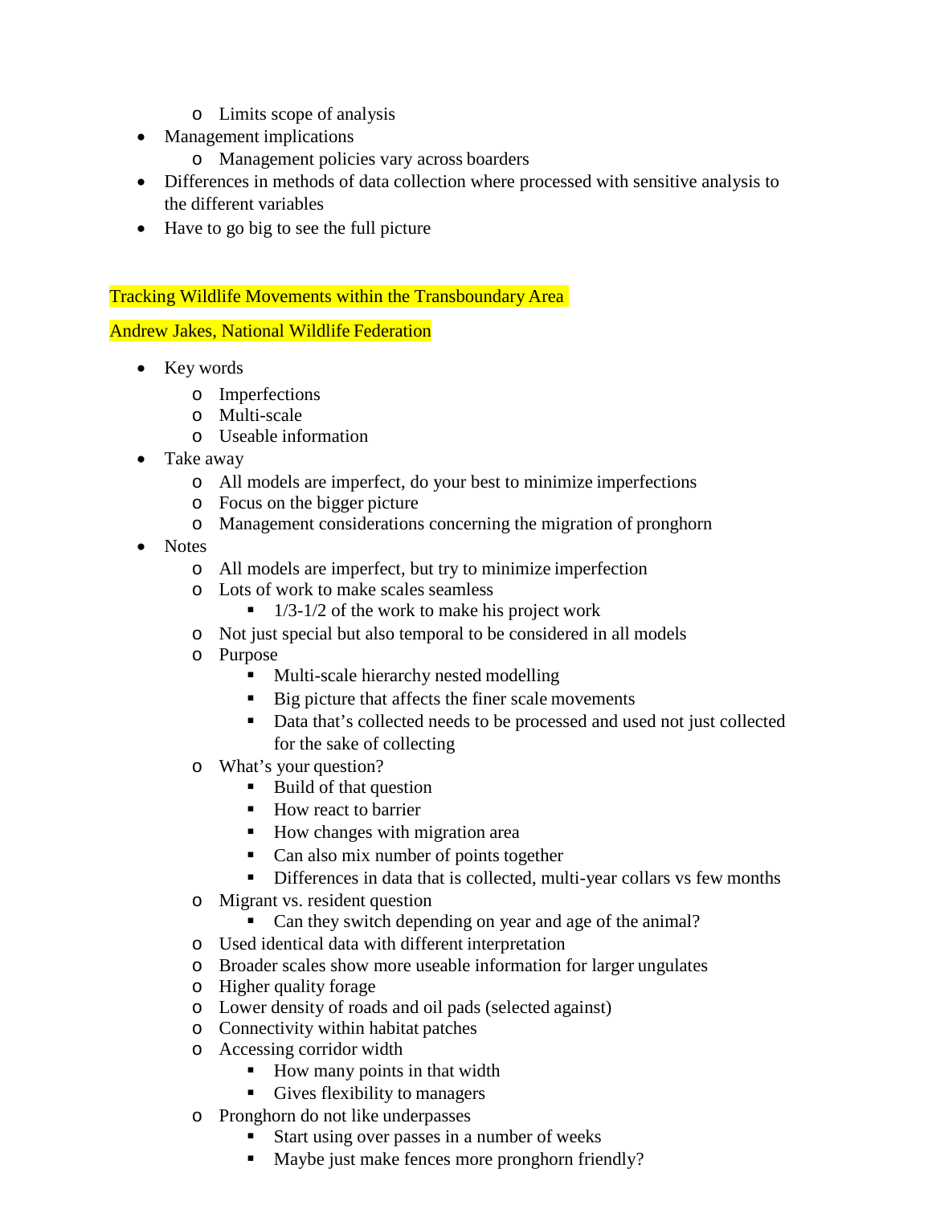- Limits scope of analysis
- Management implications
    - Management policies vary across boarders
- Differences in methods of data collection where processed with sensitive analysis to the different variables
- Have to go big to see the full picture

**Tracking Wildlife Movements within the Transboundary Area**

**Andrew Jakes, National Wildlife Federation**

- Key words
    - Imperfections
    - Multi-scale
    - Useable information
- Take away
    - All models are imperfect, do your best to minimize imperfections
    - Focus on the bigger picture
    - Management considerations concerning the migration of pronghorn
- Notes
    - All models are imperfect, but try to minimize imperfection
    - Lots of work to make scales seamless
        - 1/3-1/2 of the work to make his project work
    - Not just special but also temporal to be considered in all models
    - Purpose
        - Multi-scale hierarchy nested modelling
        - Big picture that affects the finer scale movements
        - Data that's collected needs to be processed and used not just collected for the sake of collecting
    - What's your question?
        - Build of that question
        - How react to barrier
        - How changes with migration area
        - Can also mix number of points together
        - Differences in data that is collected, multi-year collars vs few months
    - Migrant vs. resident question
        - Can they switch depending on year and age of the animal?
    - Used identical data with different interpretation
    - Broader scales show more useable information for larger ungulates
    - Higher quality forage
    - Lower density of roads and oil pads (selected against)
    - Connectivity within habitat patches
    - Accessing corridor width
        - How many points in that width
        - Gives flexibility to managers
    - Pronghorn do not like underpasses
        - Start using over passes in a number of weeks
        - Maybe just make fences more pronghorn friendly?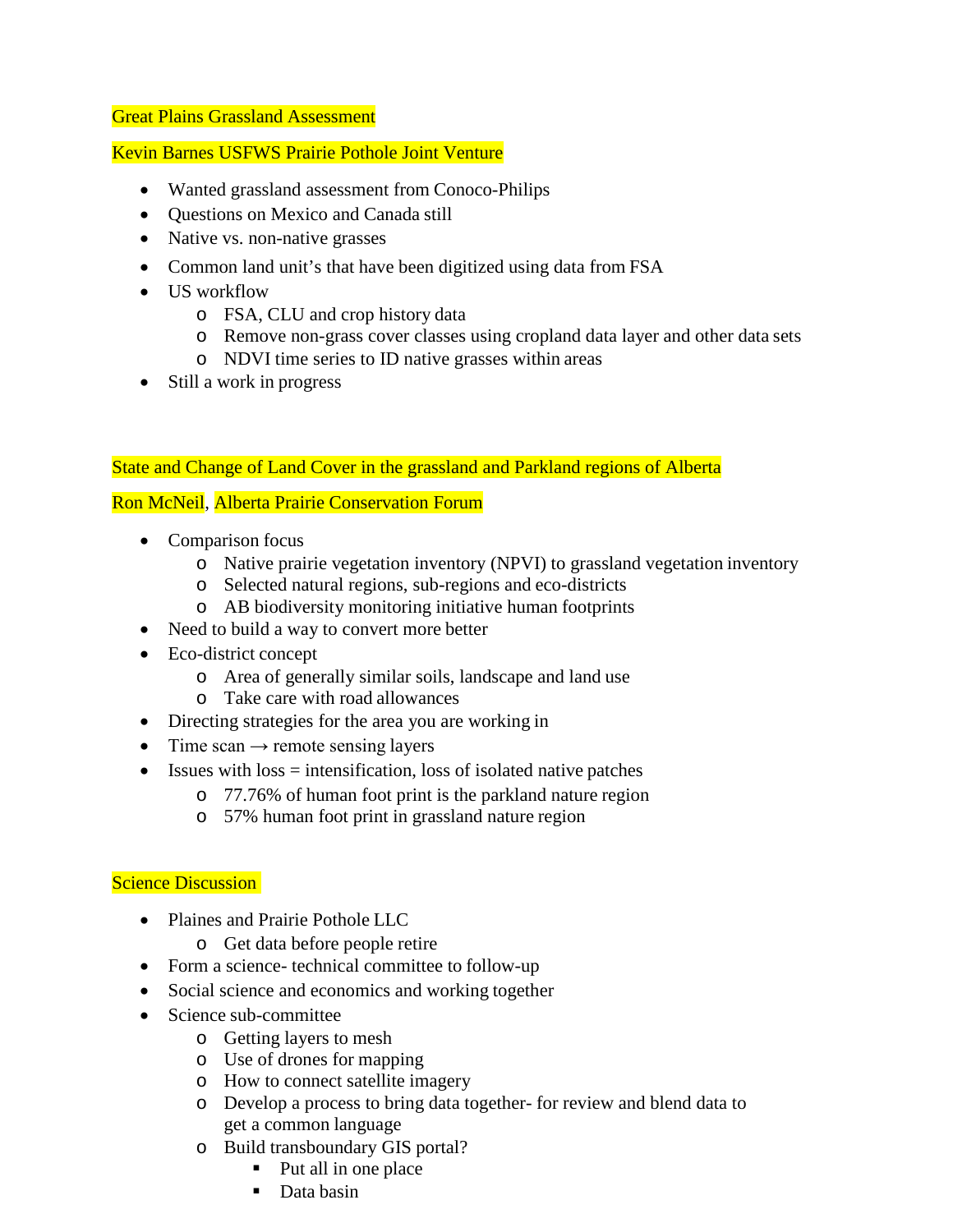Great Plains Grassland Assessment

Kevin Barnes USFWS Prairie Pothole Joint Venture

- Wanted grassland assessment from Conoco-Philips
- Questions on Mexico and Canada still
- Native vs. non-native grasses
- Common land unit's that have been digitized using data from FSA
- US workflow
  - FSA, CLU and crop history data
  - Remove non-grass cover classes using cropland data layer and other data sets
  - NDVI time series to ID native grasses within areas
- Still a work in progress

State and Change of Land Cover in the grassland and Parkland regions of Alberta

Ron McNeil, Alberta Prairie Conservation Forum

- Comparison focus
  - Native prairie vegetation inventory (NPVI) to grassland vegetation inventory
  - Selected natural regions, sub-regions and eco-districts
  - AB biodiversity monitoring initiative human footprints
- Need to build a way to convert more better
- Eco-district concept
  - Area of generally similar soils, landscape and land use
  - Take care with road allowances
- Directing strategies for the area you are working in
- Time scan → remote sensing layers
- Issues with loss = intensification, loss of isolated native patches
  - 77.76% of human foot print is the parkland nature region
  - 57% human foot print in grassland nature region

Science Discussion

- Plaines and Prairie Pothole LLC
  - Get data before people retire
- Form a science- technical committee to follow-up
- Social science and economics and working together
- Science sub-committee
  - Getting layers to mesh
  - Use of drones for mapping
  - How to connect satellite imagery
  - Develop a process to bring data together- for review and blend data to get a common language
  - Build transboundary GIS portal?
    - Put all in one place
    - Data basin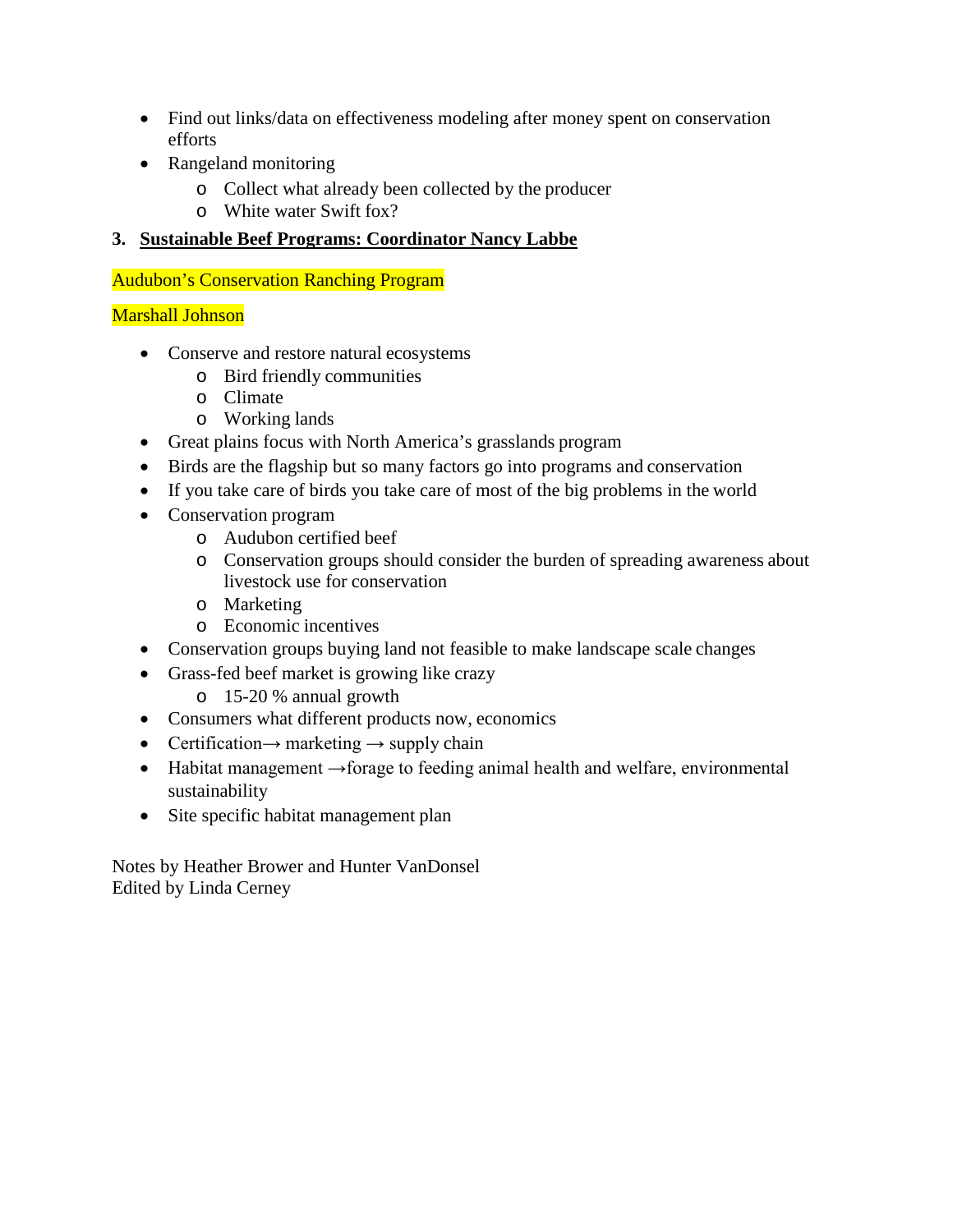- Find out links/data on effectiveness modeling after money spent on conservation efforts
- Rangeland monitoring
    - Collect what already been collected by the producer
    - White water Swift fox?

3. **Sustainable Beef Programs: Coordinator Nancy Labbe**

Audubon's Conservation Ranching Program

Marshall Johnson

- Conserve and restore natural ecosystems
    - Bird friendly communities
    - Climate
    - Working lands
- Great plains focus with North America's grasslands program
- Birds are the flagship but so many factors go into programs and conservation
- If you take care of birds you take care of most of the big problems in the world
- Conservation program
    - Audubon certified beef
    - Conservation groups should consider the burden of spreading awareness about livestock use for conservation
    - Marketing
    - Economic incentives
- Conservation groups buying land not feasible to make landscape scale changes
- Grass-fed beef market is growing like crazy
    - 15-20 % annual growth
- Consumers what different products now, economics
- Certification→ marketing → supply chain
- Habitat management →forage to feeding animal health and welfare, environmental sustainability
- Site specific habitat management plan

Notes by Heather Brower and Hunter VanDonsel
Edited by Linda Cerney